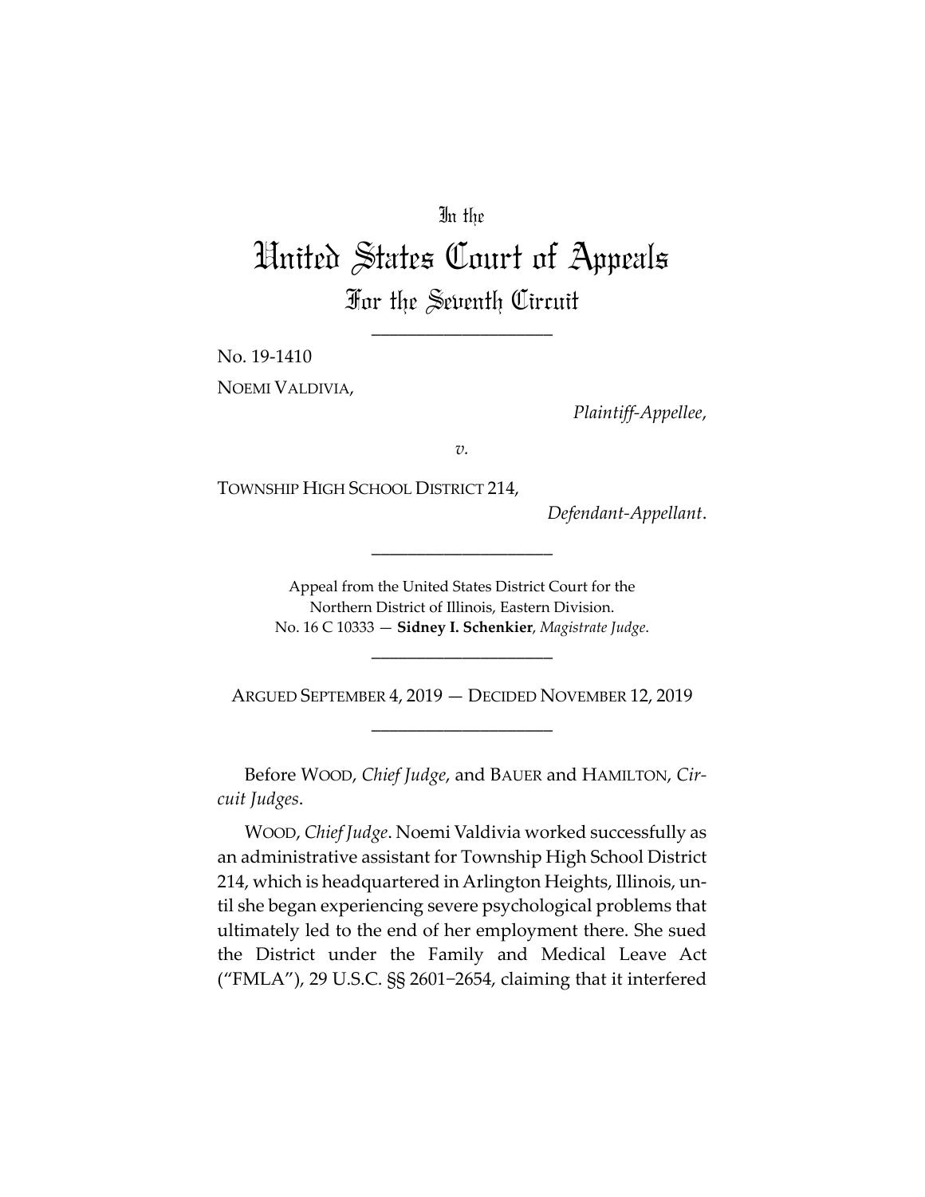In the

# United States Court of Appeals

## For the Seventh Circuit

---

No. 19-1410

NOEMI VALDIVIA,

*Plaintiff-Appellee*,

*v.*

TOWNSHIP HIGH SCHOOL DISTRICT 214,

*Defendant-Appellant*.

---

Appeal from the United States District Court for the Northern District of Illinois, Eastern Division.
No. 16 C 10333 — **Sidney I. Schenkier**, *Magistrate Judge*.

---

ARGUED SEPTEMBER 4, 2019 — DECIDED NOVEMBER 12, 2019

---

Before WOOD, *Chief Judge*, and BAUER and HAMILTON, *Circuit Judges*.

WOOD, *Chief Judge*. Noemi Valdivia worked successfully as an administrative assistant for Township High School District 214, which is headquartered in Arlington Heights, Illinois, until she began experiencing severe psychological problems that ultimately led to the end of her employment there. She sued the District under the Family and Medical Leave Act ("FMLA"), 29 U.S.C. §§ 2601–2654, claiming that it interfered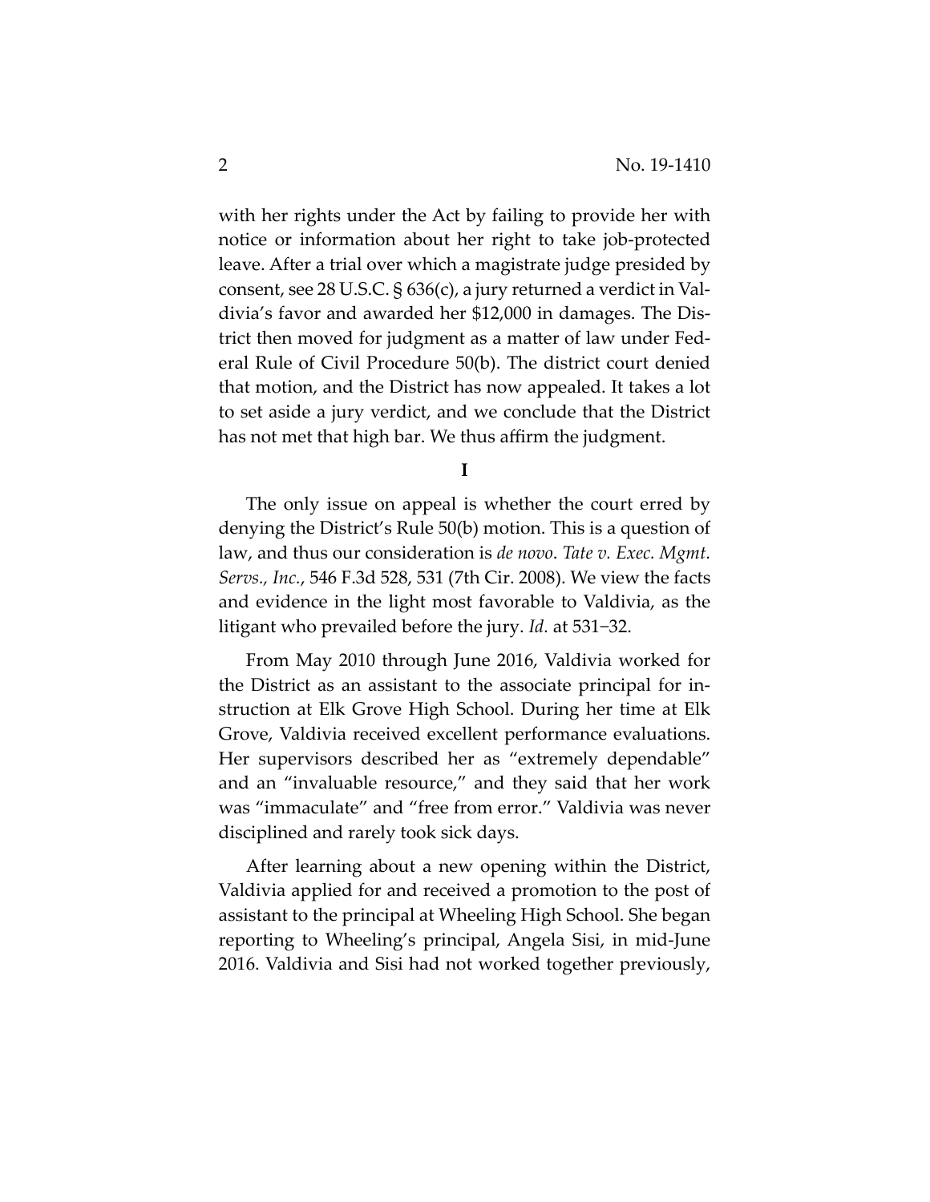with her rights under the Act by failing to provide her with notice or information about her right to take job-protected leave. After a trial over which a magistrate judge presided by consent, see 28 U.S.C. § 636(c), a jury returned a verdict in Valdivia's favor and awarded her $12,000 in damages. The District then moved for judgment as a matter of law under Federal Rule of Civil Procedure 50(b). The district court denied that motion, and the District has now appealed. It takes a lot to set aside a jury verdict, and we conclude that the District has not met that high bar. We thus affirm the judgment.

## I

The only issue on appeal is whether the court erred by denying the District's Rule 50(b) motion. This is a question of law, and thus our consideration is *de novo*. *Tate v. Exec. Mgmt. Servs., Inc.*, 546 F.3d 528, 531 (7th Cir. 2008). We view the facts and evidence in the light most favorable to Valdivia, as the litigant who prevailed before the jury. *Id.* at 531–32.

From May 2010 through June 2016, Valdivia worked for the District as an assistant to the associate principal for instruction at Elk Grove High School. During her time at Elk Grove, Valdivia received excellent performance evaluations. Her supervisors described her as "extremely dependable" and an "invaluable resource," and they said that her work was "immaculate" and "free from error." Valdivia was never disciplined and rarely took sick days.

After learning about a new opening within the District, Valdivia applied for and received a promotion to the post of assistant to the principal at Wheeling High School. She began reporting to Wheeling's principal, Angela Sisi, in mid-June 2016. Valdivia and Sisi had not worked together previously,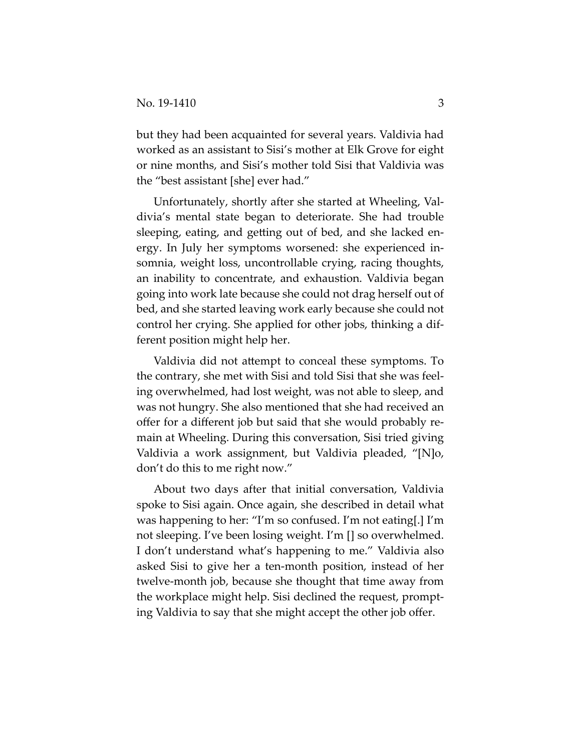but they had been acquainted for several years. Valdivia had worked as an assistant to Sisi's mother at Elk Grove for eight or nine months, and Sisi's mother told Sisi that Valdivia was the "best assistant [she] ever had."

Unfortunately, shortly after she started at Wheeling, Valdivia's mental state began to deteriorate. She had trouble sleeping, eating, and getting out of bed, and she lacked energy. In July her symptoms worsened: she experienced insomnia, weight loss, uncontrollable crying, racing thoughts, an inability to concentrate, and exhaustion. Valdivia began going into work late because she could not drag herself out of bed, and she started leaving work early because she could not control her crying. She applied for other jobs, thinking a different position might help her.

Valdivia did not attempt to conceal these symptoms. To the contrary, she met with Sisi and told Sisi that she was feeling overwhelmed, had lost weight, was not able to sleep, and was not hungry. She also mentioned that she had received an offer for a different job but said that she would probably remain at Wheeling. During this conversation, Sisi tried giving Valdivia a work assignment, but Valdivia pleaded, "[N]o, don't do this to me right now."

About two days after that initial conversation, Valdivia spoke to Sisi again. Once again, she described in detail what was happening to her: "I'm so confused. I'm not eating[.] I'm not sleeping. I've been losing weight. I'm [] so overwhelmed. I don't understand what's happening to me." Valdivia also asked Sisi to give her a ten-month position, instead of her twelve-month job, because she thought that time away from the workplace might help. Sisi declined the request, prompting Valdivia to say that she might accept the other job offer.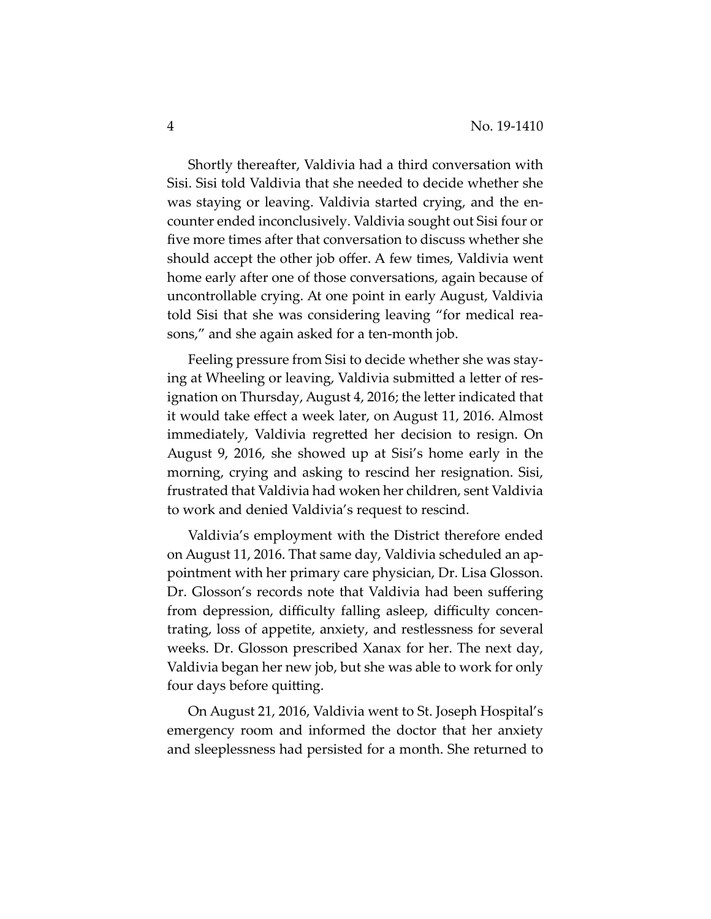Shortly thereafter, Valdivia had a third conversation with Sisi. Sisi told Valdivia that she needed to decide whether she was staying or leaving. Valdivia started crying, and the encounter ended inconclusively. Valdivia sought out Sisi four or five more times after that conversation to discuss whether she should accept the other job offer. A few times, Valdivia went home early after one of those conversations, again because of uncontrollable crying. At one point in early August, Valdivia told Sisi that she was considering leaving "for medical reasons," and she again asked for a ten-month job.

Feeling pressure from Sisi to decide whether she was staying at Wheeling or leaving, Valdivia submitted a letter of resignation on Thursday, August 4, 2016; the letter indicated that it would take effect a week later, on August 11, 2016. Almost immediately, Valdivia regretted her decision to resign. On August 9, 2016, she showed up at Sisi's home early in the morning, crying and asking to rescind her resignation. Sisi, frustrated that Valdivia had woken her children, sent Valdivia to work and denied Valdivia's request to rescind.

Valdivia's employment with the District therefore ended on August 11, 2016. That same day, Valdivia scheduled an appointment with her primary care physician, Dr. Lisa Glosson. Dr. Glosson's records note that Valdivia had been suffering from depression, difficulty falling asleep, difficulty concentrating, loss of appetite, anxiety, and restlessness for several weeks. Dr. Glosson prescribed Xanax for her. The next day, Valdivia began her new job, but she was able to work for only four days before quitting.

On August 21, 2016, Valdivia went to St. Joseph Hospital's emergency room and informed the doctor that her anxiety and sleeplessness had persisted for a month. She returned to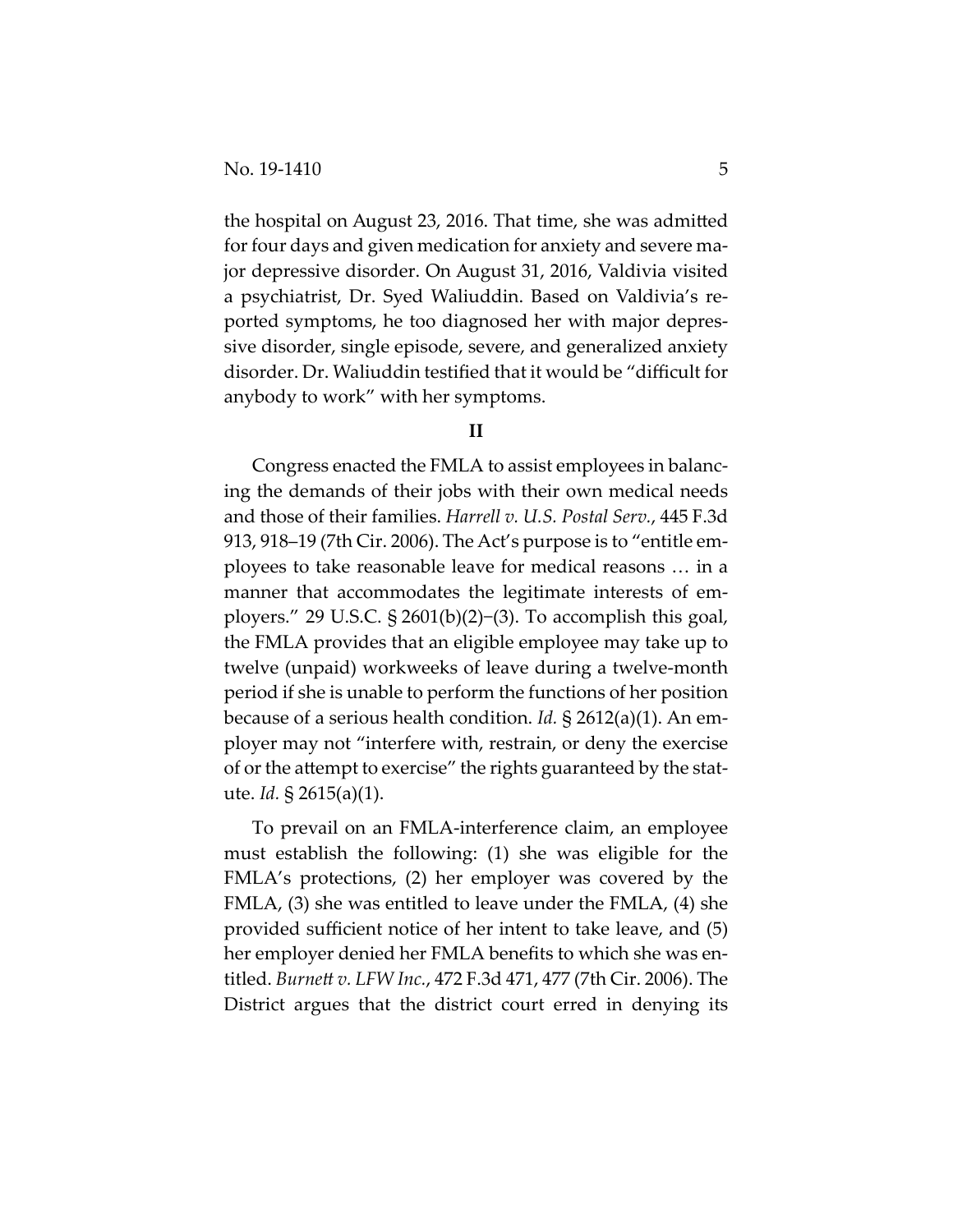the hospital on August 23, 2016. That time, she was admitted for four days and given medication for anxiety and severe major depressive disorder. On August 31, 2016, Valdivia visited a psychiatrist, Dr. Syed Waliuddin. Based on Valdivia's reported symptoms, he too diagnosed her with major depressive disorder, single episode, severe, and generalized anxiety disorder. Dr. Waliuddin testified that it would be "difficult for anybody to work" with her symptoms.

## II

Congress enacted the FMLA to assist employees in balancing the demands of their jobs with their own medical needs and those of their families. *Harrell v. U.S. Postal Serv.*, 445 F.3d 913, 918–19 (7th Cir. 2006). The Act's purpose is to "entitle employees to take reasonable leave for medical reasons … in a manner that accommodates the legitimate interests of employers." 29 U.S.C. § 2601(b)(2)–(3). To accomplish this goal, the FMLA provides that an eligible employee may take up to twelve (unpaid) workweeks of leave during a twelve-month period if she is unable to perform the functions of her position because of a serious health condition. *Id.* § 2612(a)(1). An employer may not "interfere with, restrain, or deny the exercise of or the attempt to exercise" the rights guaranteed by the statute. *Id.* § 2615(a)(1).

To prevail on an FMLA-interference claim, an employee must establish the following: (1) she was eligible for the FMLA's protections, (2) her employer was covered by the FMLA, (3) she was entitled to leave under the FMLA, (4) she provided sufficient notice of her intent to take leave, and (5) her employer denied her FMLA benefits to which she was entitled. *Burnett v. LFW Inc.*, 472 F.3d 471, 477 (7th Cir. 2006). The District argues that the district court erred in denying its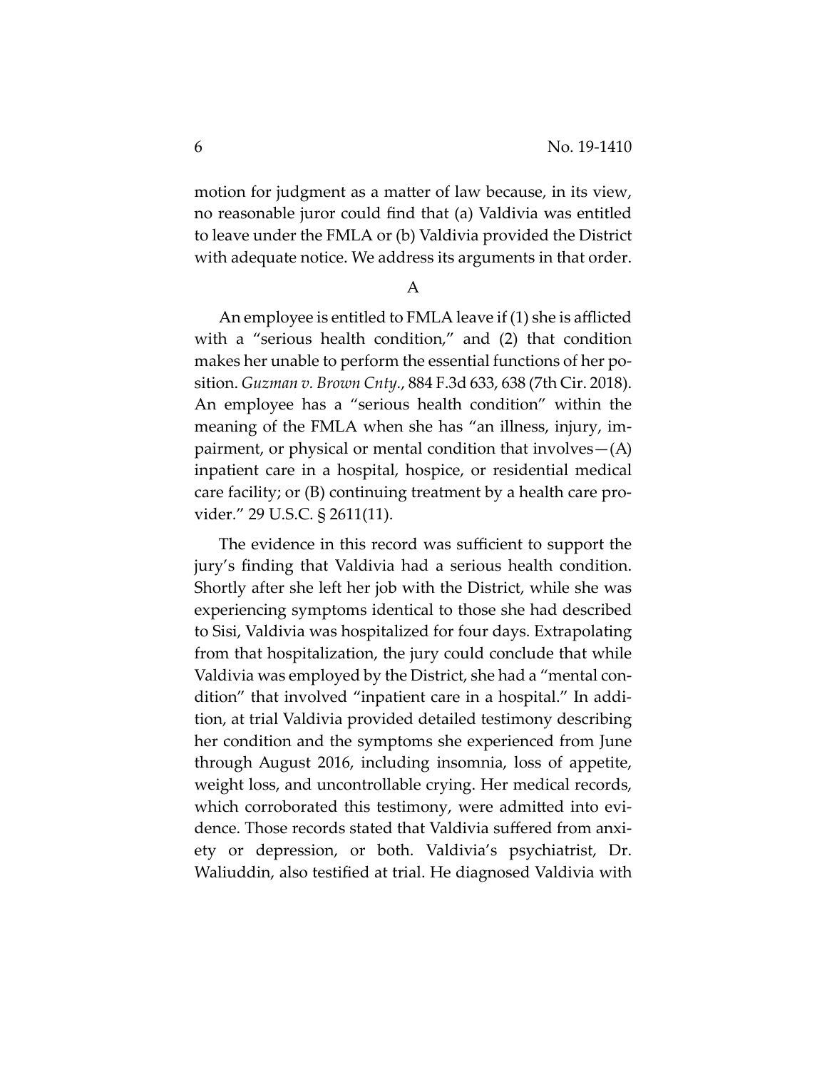motion for judgment as a matter of law because, in its view, no reasonable juror could find that (a) Valdivia was entitled to leave under the FMLA or (b) Valdivia provided the District with adequate notice. We address its arguments in that order.

### A

An employee is entitled to FMLA leave if (1) she is afflicted with a "serious health condition," and (2) that condition makes her unable to perform the essential functions of her position. *Guzman v. Brown Cnty.*, 884 F.3d 633, 638 (7th Cir. 2018). An employee has a "serious health condition" within the meaning of the FMLA when she has "an illness, injury, impairment, or physical or mental condition that involves—(A) inpatient care in a hospital, hospice, or residential medical care facility; or (B) continuing treatment by a health care provider." 29 U.S.C. § 2611(11).

The evidence in this record was sufficient to support the jury's finding that Valdivia had a serious health condition. Shortly after she left her job with the District, while she was experiencing symptoms identical to those she had described to Sisi, Valdivia was hospitalized for four days. Extrapolating from that hospitalization, the jury could conclude that while Valdivia was employed by the District, she had a "mental condition" that involved "inpatient care in a hospital." In addition, at trial Valdivia provided detailed testimony describing her condition and the symptoms she experienced from June through August 2016, including insomnia, loss of appetite, weight loss, and uncontrollable crying. Her medical records, which corroborated this testimony, were admitted into evidence. Those records stated that Valdivia suffered from anxiety or depression, or both. Valdivia's psychiatrist, Dr. Waliuddin, also testified at trial. He diagnosed Valdivia with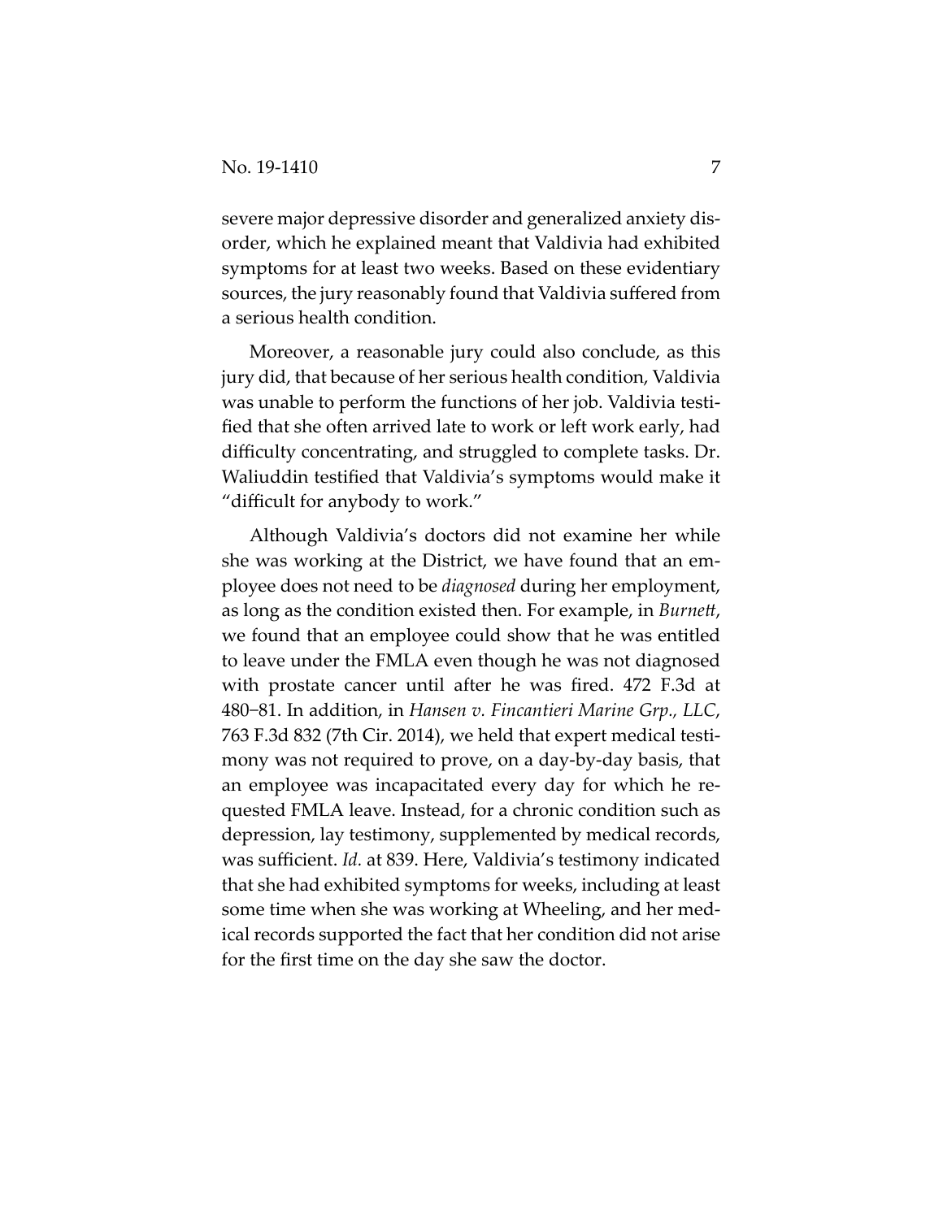severe major depressive disorder and generalized anxiety disorder, which he explained meant that Valdivia had exhibited symptoms for at least two weeks. Based on these evidentiary sources, the jury reasonably found that Valdivia suffered from a serious health condition.

Moreover, a reasonable jury could also conclude, as this jury did, that because of her serious health condition, Valdivia was unable to perform the functions of her job. Valdivia testified that she often arrived late to work or left work early, had difficulty concentrating, and struggled to complete tasks. Dr. Waliuddin testified that Valdivia's symptoms would make it "difficult for anybody to work."

Although Valdivia's doctors did not examine her while she was working at the District, we have found that an employee does not need to be *diagnosed* during her employment, as long as the condition existed then. For example, in *Burnett*, we found that an employee could show that he was entitled to leave under the FMLA even though he was not diagnosed with prostate cancer until after he was fired. 472 F.3d at 480–81. In addition, in *Hansen v. Fincantieri Marine Grp., LLC*, 763 F.3d 832 (7th Cir. 2014), we held that expert medical testimony was not required to prove, on a day-by-day basis, that an employee was incapacitated every day for which he requested FMLA leave. Instead, for a chronic condition such as depression, lay testimony, supplemented by medical records, was sufficient. *Id.* at 839. Here, Valdivia's testimony indicated that she had exhibited symptoms for weeks, including at least some time when she was working at Wheeling, and her medical records supported the fact that her condition did not arise for the first time on the day she saw the doctor.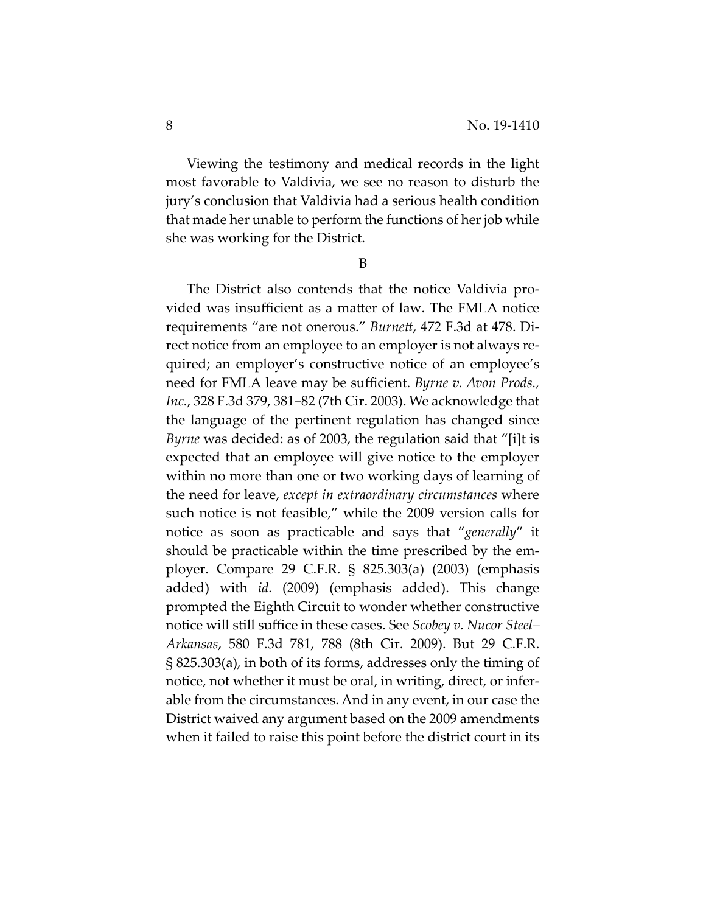Viewing the testimony and medical records in the light most favorable to Valdivia, we see no reason to disturb the jury's conclusion that Valdivia had a serious health condition that made her unable to perform the functions of her job while she was working for the District.

B

The District also contends that the notice Valdivia provided was insufficient as a matter of law. The FMLA notice requirements "are not onerous." *Burnett*, 472 F.3d at 478. Direct notice from an employee to an employer is not always required; an employer's constructive notice of an employee's need for FMLA leave may be sufficient. *Byrne v. Avon Prods., Inc.*, 328 F.3d 379, 381–82 (7th Cir. 2003). We acknowledge that the language of the pertinent regulation has changed since *Byrne* was decided: as of 2003, the regulation said that "[i]t is expected that an employee will give notice to the employer within no more than one or two working days of learning of the need for leave, *except in extraordinary circumstances* where such notice is not feasible," while the 2009 version calls for notice as soon as practicable and says that "*generally*" it should be practicable within the time prescribed by the employer. Compare 29 C.F.R. § 825.303(a) (2003) (emphasis added) with *id.* (2009) (emphasis added). This change prompted the Eighth Circuit to wonder whether constructive notice will still suffice in these cases. See *Scobey v. Nucor Steel–Arkansas*, 580 F.3d 781, 788 (8th Cir. 2009). But 29 C.F.R. § 825.303(a), in both of its forms, addresses only the timing of notice, not whether it must be oral, in writing, direct, or inferable from the circumstances. And in any event, in our case the District waived any argument based on the 2009 amendments when it failed to raise this point before the district court in its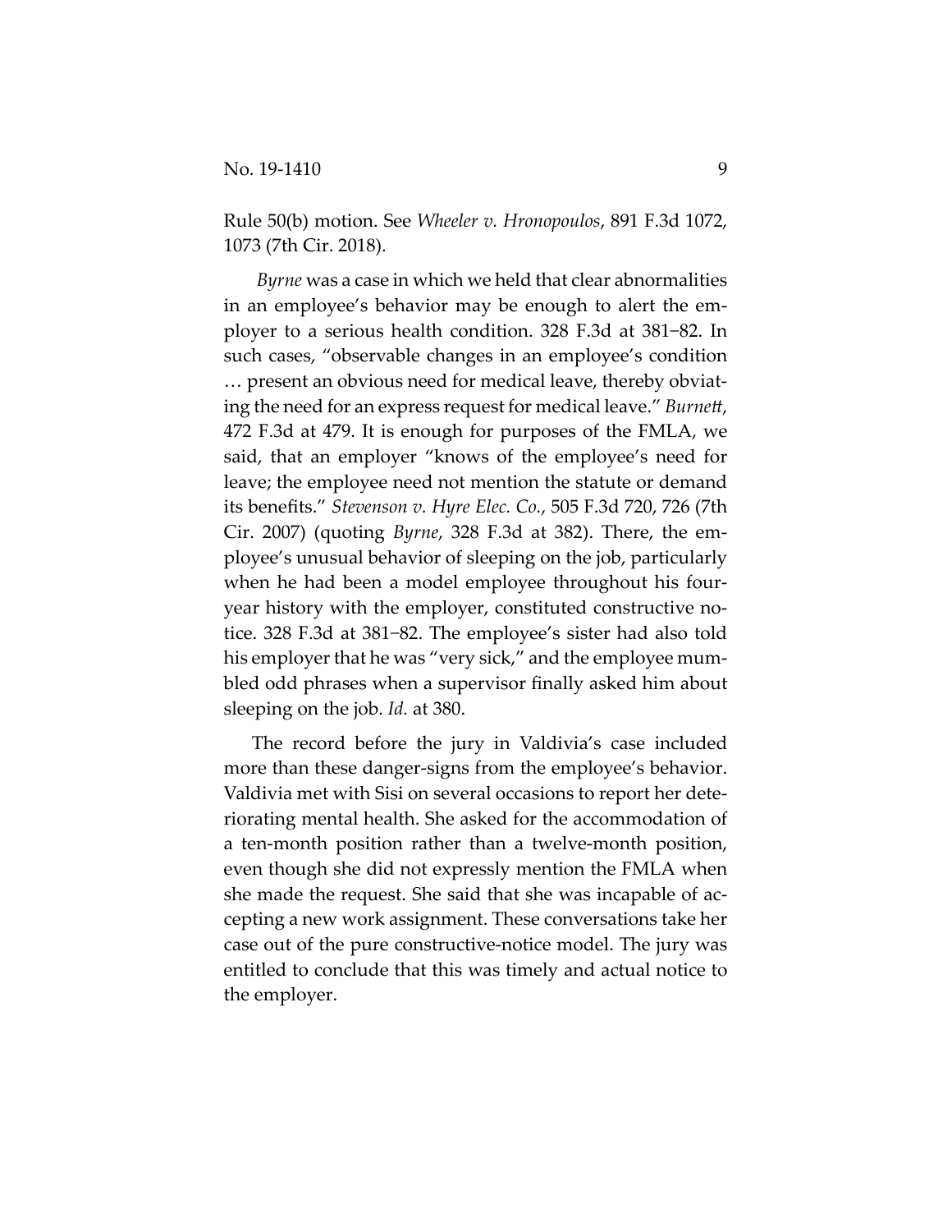Rule 50(b) motion. See *Wheeler v. Hronopoulos*, 891 F.3d 1072, 1073 (7th Cir. 2018).

*Byrne* was a case in which we held that clear abnormalities in an employee's behavior may be enough to alert the employer to a serious health condition. 328 F.3d at 381–82. In such cases, "observable changes in an employee's condition … present an obvious need for medical leave, thereby obviating the need for an express request for medical leave." *Burnett*, 472 F.3d at 479. It is enough for purposes of the FMLA, we said, that an employer "knows of the employee's need for leave; the employee need not mention the statute or demand its benefits." *Stevenson v. Hyre Elec. Co.*, 505 F.3d 720, 726 (7th Cir. 2007) (quoting *Byrne*, 328 F.3d at 382). There, the employee's unusual behavior of sleeping on the job, particularly when he had been a model employee throughout his four-year history with the employer, constituted constructive notice. 328 F.3d at 381–82. The employee's sister had also told his employer that he was "very sick," and the employee mumbled odd phrases when a supervisor finally asked him about sleeping on the job. *Id.* at 380.

The record before the jury in Valdivia's case included more than these danger-signs from the employee's behavior. Valdivia met with Sisi on several occasions to report her deteriorating mental health. She asked for the accommodation of a ten-month position rather than a twelve-month position, even though she did not expressly mention the FMLA when she made the request. She said that she was incapable of accepting a new work assignment. These conversations take her case out of the pure constructive-notice model. The jury was entitled to conclude that this was timely and actual notice to the employer.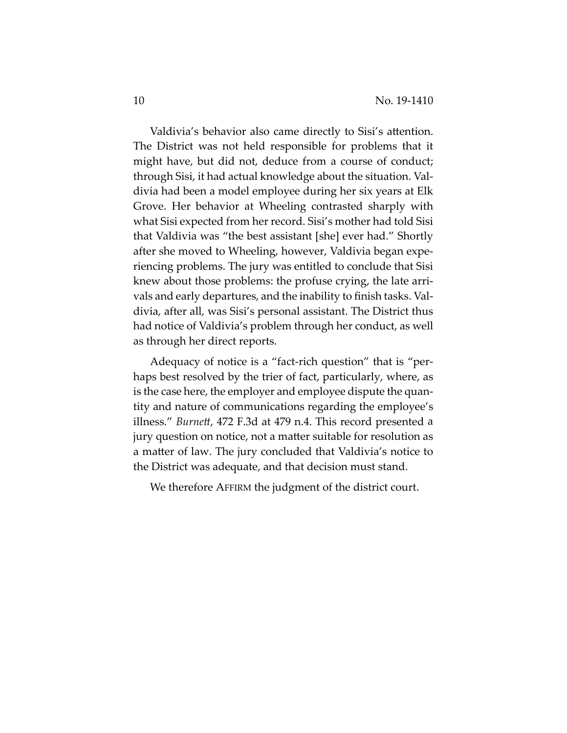Valdivia's behavior also came directly to Sisi's attention. The District was not held responsible for problems that it might have, but did not, deduce from a course of conduct; through Sisi, it had actual knowledge about the situation. Valdivia had been a model employee during her six years at Elk Grove. Her behavior at Wheeling contrasted sharply with what Sisi expected from her record. Sisi's mother had told Sisi that Valdivia was "the best assistant [she] ever had." Shortly after she moved to Wheeling, however, Valdivia began experiencing problems. The jury was entitled to conclude that Sisi knew about those problems: the profuse crying, the late arrivals and early departures, and the inability to finish tasks. Valdivia, after all, was Sisi's personal assistant. The District thus had notice of Valdivia's problem through her conduct, as well as through her direct reports.

Adequacy of notice is a "fact-rich question" that is "perhaps best resolved by the trier of fact, particularly, where, as is the case here, the employer and employee dispute the quantity and nature of communications regarding the employee's illness." *Burnett*, 472 F.3d at 479 n.4. This record presented a jury question on notice, not a matter suitable for resolution as a matter of law. The jury concluded that Valdivia's notice to the District was adequate, and that decision must stand.

We therefore AFFIRM the judgment of the district court.